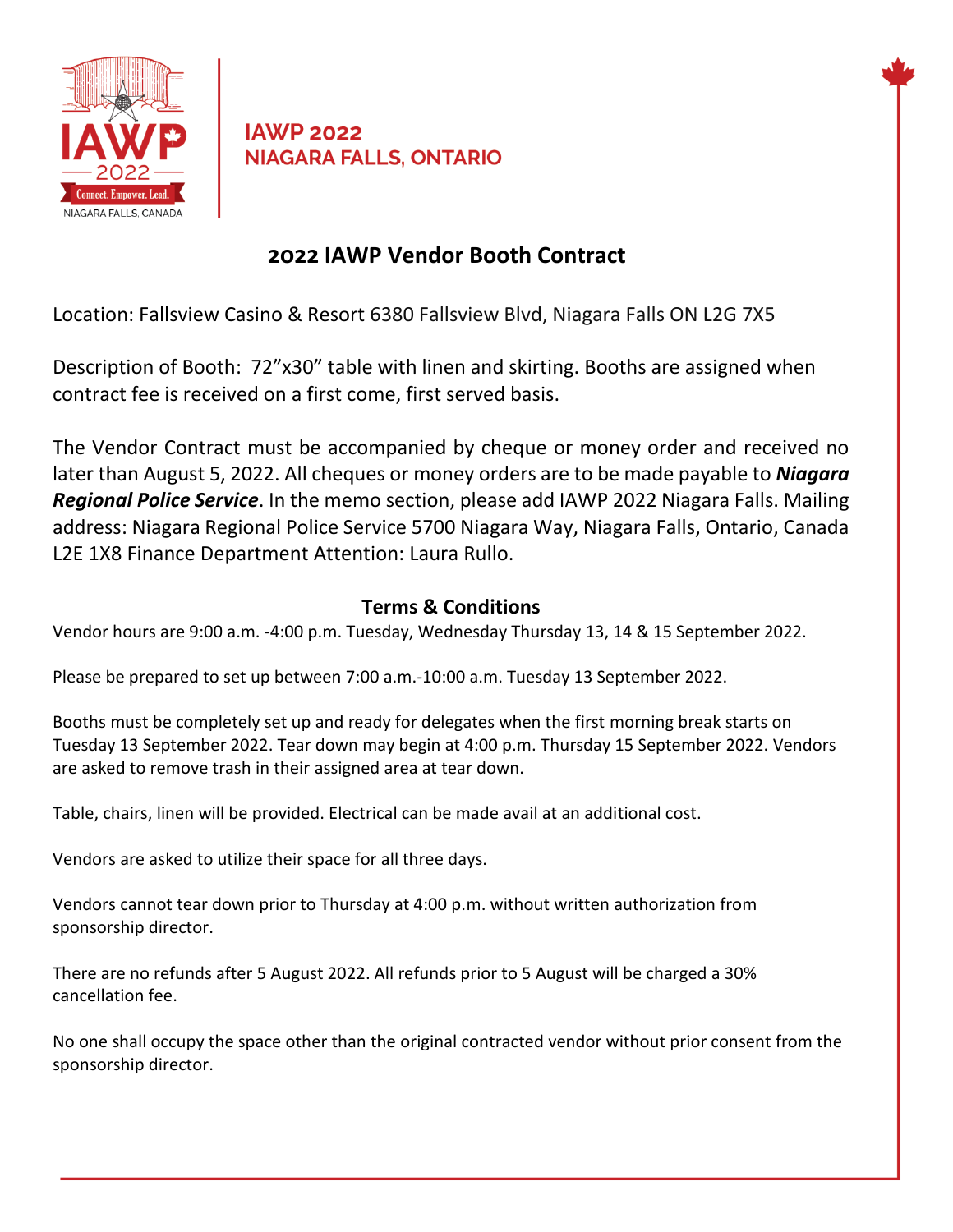IAWP 2022
NIAGARA FALLS, ONTARIO

# 2022 IAWP Vendor Booth Contract

Location: Fallsview Casino & Resort 6380 Fallsview Blvd, Niagara Falls ON L2G 7X5

Description of Booth: 72"x30" table with linen and skirting. Booths are assigned when contract fee is received on a first come, first served basis.

The Vendor Contract must be accompanied by cheque or money order and received no later than August 5, 2022. All cheques or money orders are to be made payable to ***Niagara Regional Police Service***. In the memo section, please add IAWP 2022 Niagara Falls. Mailing address: Niagara Regional Police Service 5700 Niagara Way, Niagara Falls, Ontario, Canada L2E 1X8 Finance Department Attention: Laura Rullo.

## Terms & Conditions

Vendor hours are 9:00 a.m. -4:00 p.m. Tuesday, Wednesday Thursday 13, 14 & 15 September 2022.

Please be prepared to set up between 7:00 a.m.-10:00 a.m. Tuesday 13 September 2022.

Booths must be completely set up and ready for delegates when the first morning break starts on Tuesday 13 September 2022. Tear down may begin at 4:00 p.m. Thursday 15 September 2022. Vendors are asked to remove trash in their assigned area at tear down.

Table, chairs, linen will be provided. Electrical can be made avail at an additional cost.

Vendors are asked to utilize their space for all three days.

Vendors cannot tear down prior to Thursday at 4:00 p.m. without written authorization from sponsorship director.

There are no refunds after 5 August 2022. All refunds prior to 5 August will be charged a 30% cancellation fee.

No one shall occupy the space other than the original contracted vendor without prior consent from the sponsorship director.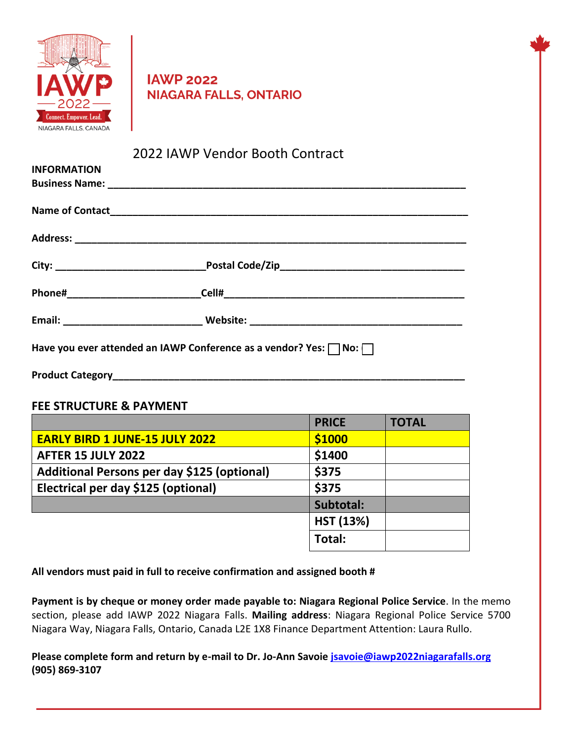IAWP 2022
NIAGARA FALLS, ONTARIO

# 2022 IAWP Vendor Booth Contract

**INFORMATION**

**Business Name:** ___________________________________________________________________

**Name of Contact**___________________________________________________________________

**Address:** ___________________________________________________________________

**City:** ___________________________**Postal Code/Zip**_________________________________

**Phone#**________________________**Cell#**_____________________________________________

**Email:** _________________________ **Website:** _______________________________________

**Have you ever attended an IAWP Conference as a vendor? Yes:** ☐ **No:** ☐

**Product Category**___________________________________________________________________

## FEE STRUCTURE & PAYMENT

| | PRICE | TOTAL |
|---|---|---|
| **EARLY BIRD 1 JUNE-15 JULY 2022** | **$1000** | |
| **AFTER 15 JULY 2022** | **$1400** | |
| **Additional Persons per day $125 (optional)** | **$375** | |
| **Electrical per day $125 (optional)** | **$375** | |
| | **Subtotal:** | |
| | **HST (13%)** | |
| | **Total:** | |

**All vendors must paid in full to receive confirmation and assigned booth #**

**Payment is by cheque or money order made payable to: Niagara Regional Police Service**. In the memo section, please add IAWP 2022 Niagara Falls. **Mailing address**: Niagara Regional Police Service 5700 Niagara Way, Niagara Falls, Ontario, Canada L2E 1X8 Finance Department Attention: Laura Rullo.

**Please complete form and return by e-mail to Dr. Jo-Ann Savoie jsavoie@iawp2022niagarafalls.org (905) 869-3107**